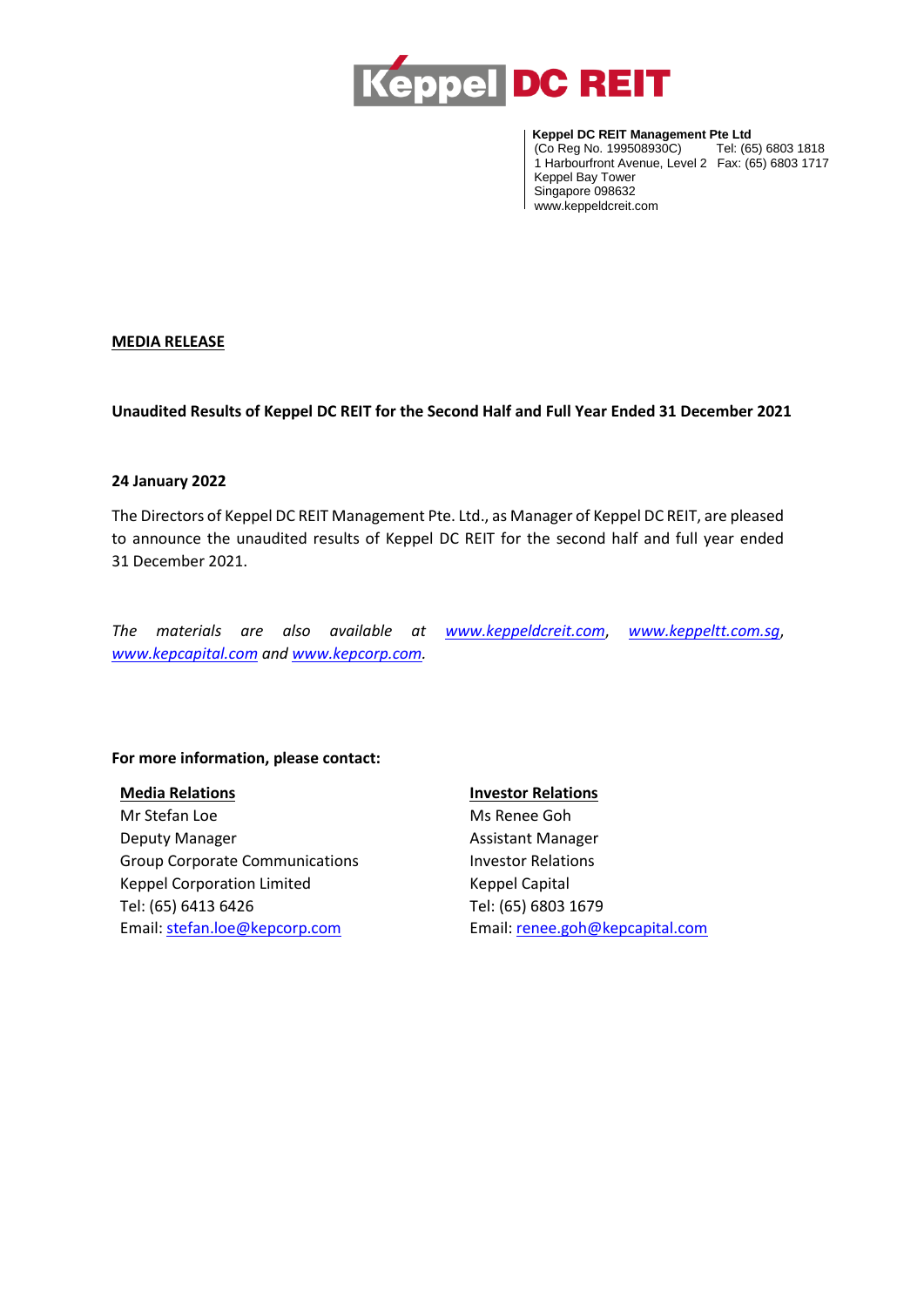Keppel DC REIT

**Keppel DC REIT Management Pte Ltd**
(Co Reg No. 199508930C)
1 Harbourfront Avenue, Level 2
Keppel Bay Tower
Singapore 098632
www.keppeldcreit.com

Tel: (65) 6803 1818
Fax: (65) 6803 1717

**MEDIA RELEASE**

**Unaudited Results of Keppel DC REIT for the Second Half and Full Year Ended 31 December 2021**

**24 January 2022**

The Directors of Keppel DC REIT Management Pte. Ltd., as Manager of Keppel DC REIT, are pleased to announce the unaudited results of Keppel DC REIT for the second half and full year ended 31 December 2021.

*The materials are also available at www.keppeldcreit.com, www.keppeltt.com.sg, www.kepcapital.com and www.kepcorp.com.*

**For more information, please contact:**

**Media Relations**
Mr Stefan Loe
Deputy Manager
Group Corporate Communications
Keppel Corporation Limited
Tel: (65) 6413 6426
Email: stefan.loe@kepcorp.com

**Investor Relations**
Ms Renee Goh
Assistant Manager
Investor Relations
Keppel Capital
Tel: (65) 6803 1679
Email: renee.goh@kepcapital.com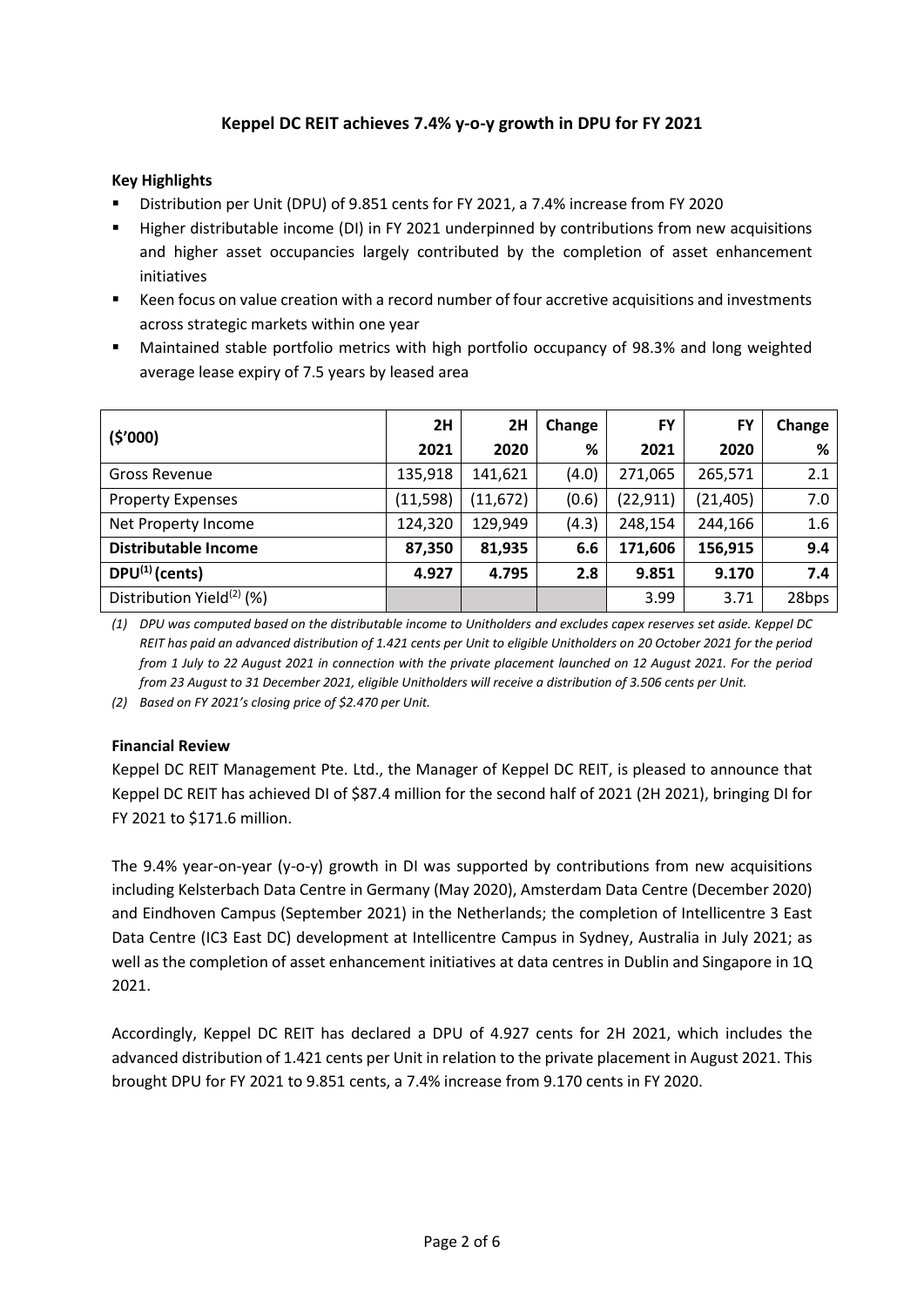## Keppel DC REIT achieves 7.4% y-o-y growth in DPU for FY 2021

**Key Highlights**

- Distribution per Unit (DPU) of 9.851 cents for FY 2021, a 7.4% increase from FY 2020
- Higher distributable income (DI) in FY 2021 underpinned by contributions from new acquisitions and higher asset occupancies largely contributed by the completion of asset enhancement initiatives
- Keen focus on value creation with a record number of four accretive acquisitions and investments across strategic markets within one year
- Maintained stable portfolio metrics with high portfolio occupancy of 98.3% and long weighted average lease expiry of 7.5 years by leased area

| ($'000) | 2H 2021 | 2H 2020 | Change % | FY 2021 | FY 2020 | Change % |
|---|---|---|---|---|---|---|
| Gross Revenue | 135,918 | 141,621 | (4.0) | 271,065 | 265,571 | 2.1 |
| Property Expenses | (11,598) | (11,672) | (0.6) | (22,911) | (21,405) | 7.0 |
| Net Property Income | 124,320 | 129,949 | (4.3) | 248,154 | 244,166 | 1.6 |
| **Distributable Income** | **87,350** | **81,935** | **6.6** | **171,606** | **156,915** | **9.4** |
| **DPU[(1)] (cents)** | **4.927** | **4.795** | **2.8** | **9.851** | **9.170** | **7.4** |
| Distribution Yield[(2)] (%) | | | | 3.99 | 3.71 | 28bps |

*(1) DPU was computed based on the distributable income to Unitholders and excludes capex reserves set aside. Keppel DC REIT has paid an advanced distribution of 1.421 cents per Unit to eligible Unitholders on 20 October 2021 for the period from 1 July to 22 August 2021 in connection with the private placement launched on 12 August 2021. For the period from 23 August to 31 December 2021, eligible Unitholders will receive a distribution of 3.506 cents per Unit.*

*(2) Based on FY 2021's closing price of $2.470 per Unit.*

**Financial Review**

Keppel DC REIT Management Pte. Ltd., the Manager of Keppel DC REIT, is pleased to announce that Keppel DC REIT has achieved DI of $87.4 million for the second half of 2021 (2H 2021), bringing DI for FY 2021 to $171.6 million.

The 9.4% year-on-year (y-o-y) growth in DI was supported by contributions from new acquisitions including Kelsterbach Data Centre in Germany (May 2020), Amsterdam Data Centre (December 2020) and Eindhoven Campus (September 2021) in the Netherlands; the completion of Intellicentre 3 East Data Centre (IC3 East DC) development at Intellicentre Campus in Sydney, Australia in July 2021; as well as the completion of asset enhancement initiatives at data centres in Dublin and Singapore in 1Q 2021.

Accordingly, Keppel DC REIT has declared a DPU of 4.927 cents for 2H 2021, which includes the advanced distribution of 1.421 cents per Unit in relation to the private placement in August 2021. This brought DPU for FY 2021 to 9.851 cents, a 7.4% increase from 9.170 cents in FY 2020.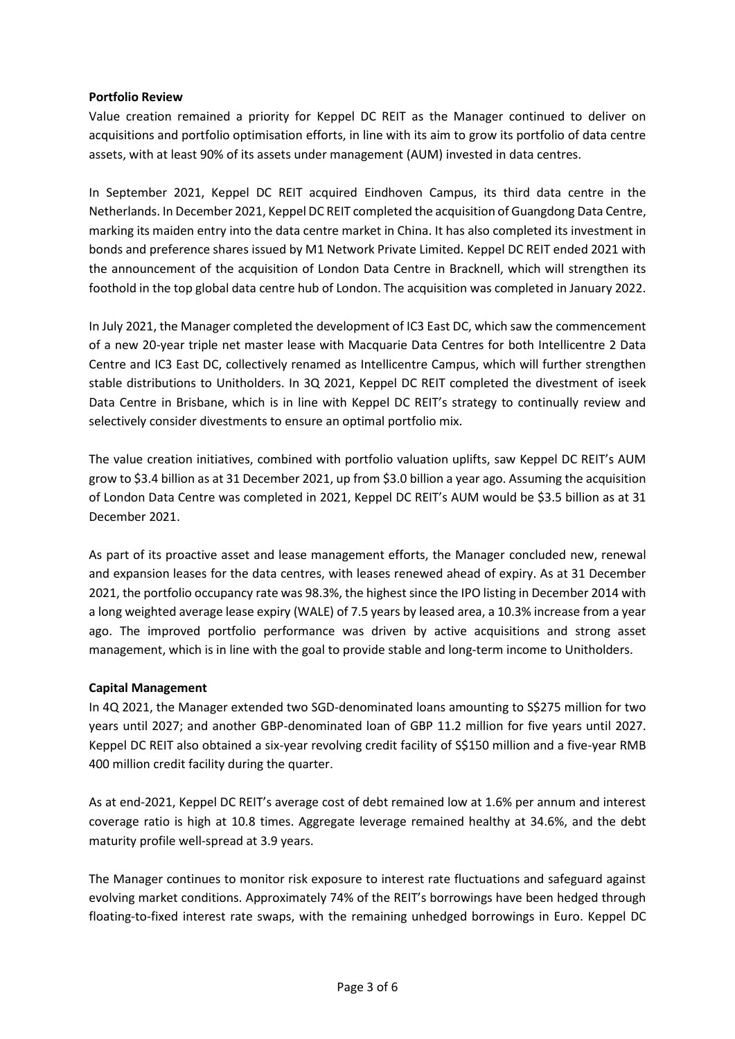**Portfolio Review**

Value creation remained a priority for Keppel DC REIT as the Manager continued to deliver on acquisitions and portfolio optimisation efforts, in line with its aim to grow its portfolio of data centre assets, with at least 90% of its assets under management (AUM) invested in data centres.

In September 2021, Keppel DC REIT acquired Eindhoven Campus, its third data centre in the Netherlands. In December 2021, Keppel DC REIT completed the acquisition of Guangdong Data Centre, marking its maiden entry into the data centre market in China. It has also completed its investment in bonds and preference shares issued by M1 Network Private Limited. Keppel DC REIT ended 2021 with the announcement of the acquisition of London Data Centre in Bracknell, which will strengthen its foothold in the top global data centre hub of London. The acquisition was completed in January 2022.

In July 2021, the Manager completed the development of IC3 East DC, which saw the commencement of a new 20-year triple net master lease with Macquarie Data Centres for both Intellicentre 2 Data Centre and IC3 East DC, collectively renamed as Intellicentre Campus, which will further strengthen stable distributions to Unitholders. In 3Q 2021, Keppel DC REIT completed the divestment of iseek Data Centre in Brisbane, which is in line with Keppel DC REIT's strategy to continually review and selectively consider divestments to ensure an optimal portfolio mix.

The value creation initiatives, combined with portfolio valuation uplifts, saw Keppel DC REIT's AUM grow to $3.4 billion as at 31 December 2021, up from $3.0 billion a year ago. Assuming the acquisition of London Data Centre was completed in 2021, Keppel DC REIT's AUM would be $3.5 billion as at 31 December 2021.

As part of its proactive asset and lease management efforts, the Manager concluded new, renewal and expansion leases for the data centres, with leases renewed ahead of expiry. As at 31 December 2021, the portfolio occupancy rate was 98.3%, the highest since the IPO listing in December 2014 with a long weighted average lease expiry (WALE) of 7.5 years by leased area, a 10.3% increase from a year ago. The improved portfolio performance was driven by active acquisitions and strong asset management, which is in line with the goal to provide stable and long-term income to Unitholders.

**Capital Management**

In 4Q 2021, the Manager extended two SGD-denominated loans amounting to S$275 million for two years until 2027; and another GBP-denominated loan of GBP 11.2 million for five years until 2027. Keppel DC REIT also obtained a six-year revolving credit facility of S$150 million and a five-year RMB 400 million credit facility during the quarter.

As at end-2021, Keppel DC REIT's average cost of debt remained low at 1.6% per annum and interest coverage ratio is high at 10.8 times. Aggregate leverage remained healthy at 34.6%, and the debt maturity profile well-spread at 3.9 years.

The Manager continues to monitor risk exposure to interest rate fluctuations and safeguard against evolving market conditions. Approximately 74% of the REIT's borrowings have been hedged through floating-to-fixed interest rate swaps, with the remaining unhedged borrowings in Euro. Keppel DC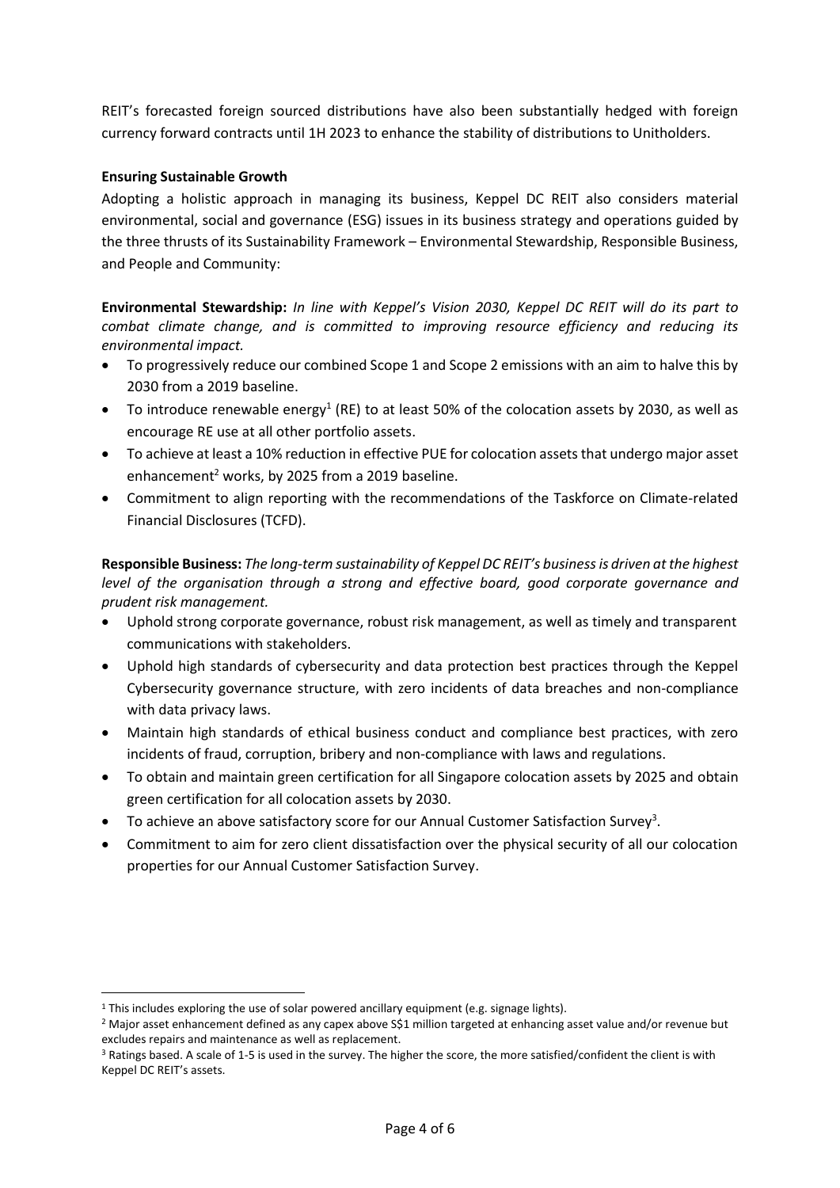REIT's forecasted foreign sourced distributions have also been substantially hedged with foreign currency forward contracts until 1H 2023 to enhance the stability of distributions to Unitholders.

**Ensuring Sustainable Growth**

Adopting a holistic approach in managing its business, Keppel DC REIT also considers material environmental, social and governance (ESG) issues in its business strategy and operations guided by the three thrusts of its Sustainability Framework – Environmental Stewardship, Responsible Business, and People and Community:

**Environmental Stewardship:** *In line with Keppel's Vision 2030, Keppel DC REIT will do its part to combat climate change, and is committed to improving resource efficiency and reducing its environmental impact.*

- To progressively reduce our combined Scope 1 and Scope 2 emissions with an aim to halve this by 2030 from a 2019 baseline.
- To introduce renewable energy[1] (RE) to at least 50% of the colocation assets by 2030, as well as encourage RE use at all other portfolio assets.
- To achieve at least a 10% reduction in effective PUE for colocation assets that undergo major asset enhancement[2] works, by 2025 from a 2019 baseline.
- Commitment to align reporting with the recommendations of the Taskforce on Climate-related Financial Disclosures (TCFD).

**Responsible Business:** *The long-term sustainability of Keppel DC REIT's business is driven at the highest level of the organisation through a strong and effective board, good corporate governance and prudent risk management.*

- Uphold strong corporate governance, robust risk management, as well as timely and transparent communications with stakeholders.
- Uphold high standards of cybersecurity and data protection best practices through the Keppel Cybersecurity governance structure, with zero incidents of data breaches and non-compliance with data privacy laws.
- Maintain high standards of ethical business conduct and compliance best practices, with zero incidents of fraud, corruption, bribery and non-compliance with laws and regulations.
- To obtain and maintain green certification for all Singapore colocation assets by 2025 and obtain green certification for all colocation assets by 2030.
- To achieve an above satisfactory score for our Annual Customer Satisfaction Survey[3].
- Commitment to aim for zero client dissatisfaction over the physical security of all our colocation properties for our Annual Customer Satisfaction Survey.

---

[1] This includes exploring the use of solar powered ancillary equipment (e.g. signage lights).

[2] Major asset enhancement defined as any capex above S$1 million targeted at enhancing asset value and/or revenue but excludes repairs and maintenance as well as replacement.

[3] Ratings based. A scale of 1-5 is used in the survey. The higher the score, the more satisfied/confident the client is with Keppel DC REIT's assets.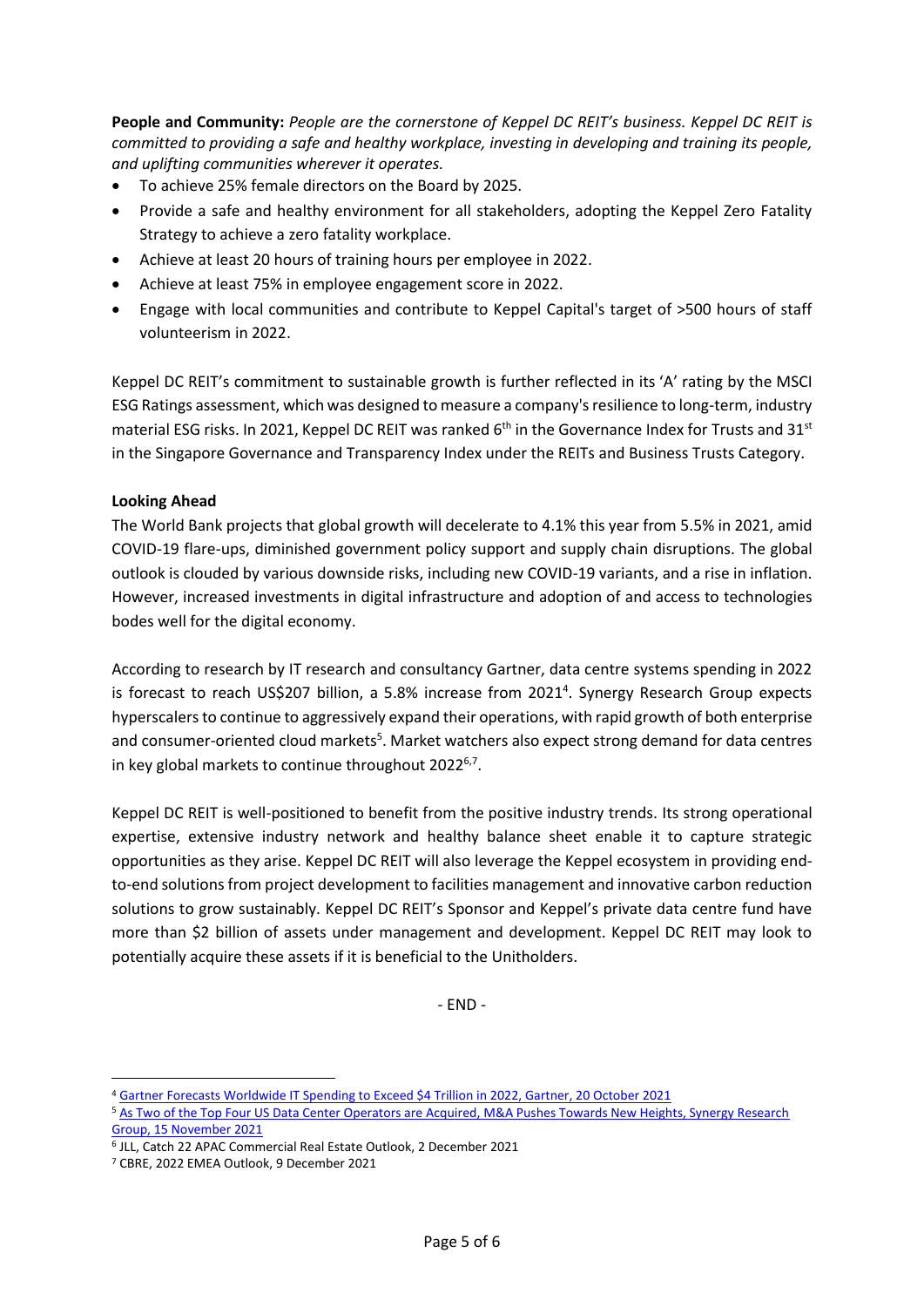**People and Community:** *People are the cornerstone of Keppel DC REIT's business. Keppel DC REIT is committed to providing a safe and healthy workplace, investing in developing and training its people, and uplifting communities wherever it operates.*

- To achieve 25% female directors on the Board by 2025.
- Provide a safe and healthy environment for all stakeholders, adopting the Keppel Zero Fatality Strategy to achieve a zero fatality workplace.
- Achieve at least 20 hours of training hours per employee in 2022.
- Achieve at least 75% in employee engagement score in 2022.
- Engage with local communities and contribute to Keppel Capital's target of >500 hours of staff volunteerism in 2022.

Keppel DC REIT's commitment to sustainable growth is further reflected in its 'A' rating by the MSCI ESG Ratings assessment, which was designed to measure a company's resilience to long-term, industry material ESG risks. In 2021, Keppel DC REIT was ranked 6th in the Governance Index for Trusts and 31st in the Singapore Governance and Transparency Index under the REITs and Business Trusts Category.

**Looking Ahead**

The World Bank projects that global growth will decelerate to 4.1% this year from 5.5% in 2021, amid COVID-19 flare-ups, diminished government policy support and supply chain disruptions. The global outlook is clouded by various downside risks, including new COVID-19 variants, and a rise in inflation. However, increased investments in digital infrastructure and adoption of and access to technologies bodes well for the digital economy.

According to research by IT research and consultancy Gartner, data centre systems spending in 2022 is forecast to reach US$207 billion, a 5.8% increase from 2021[4]. Synergy Research Group expects hyperscalers to continue to aggressively expand their operations, with rapid growth of both enterprise and consumer-oriented cloud markets[5]. Market watchers also expect strong demand for data centres in key global markets to continue throughout 2022[6,7].

Keppel DC REIT is well-positioned to benefit from the positive industry trends. Its strong operational expertise, extensive industry network and healthy balance sheet enable it to capture strategic opportunities as they arise. Keppel DC REIT will also leverage the Keppel ecosystem in providing end-to-end solutions from project development to facilities management and innovative carbon reduction solutions to grow sustainably. Keppel DC REIT's Sponsor and Keppel's private data centre fund have more than $2 billion of assets under management and development. Keppel DC REIT may look to potentially acquire these assets if it is beneficial to the Unitholders.

\- END -

---

[4] Gartner Forecasts Worldwide IT Spending to Exceed $4 Trillion in 2022, Gartner, 20 October 2021

[5] As Two of the Top Four US Data Center Operators are Acquired, M&A Pushes Towards New Heights, Synergy Research Group, 15 November 2021

[6] JLL, Catch 22 APAC Commercial Real Estate Outlook, 2 December 2021

[7] CBRE, 2022 EMEA Outlook, 9 December 2021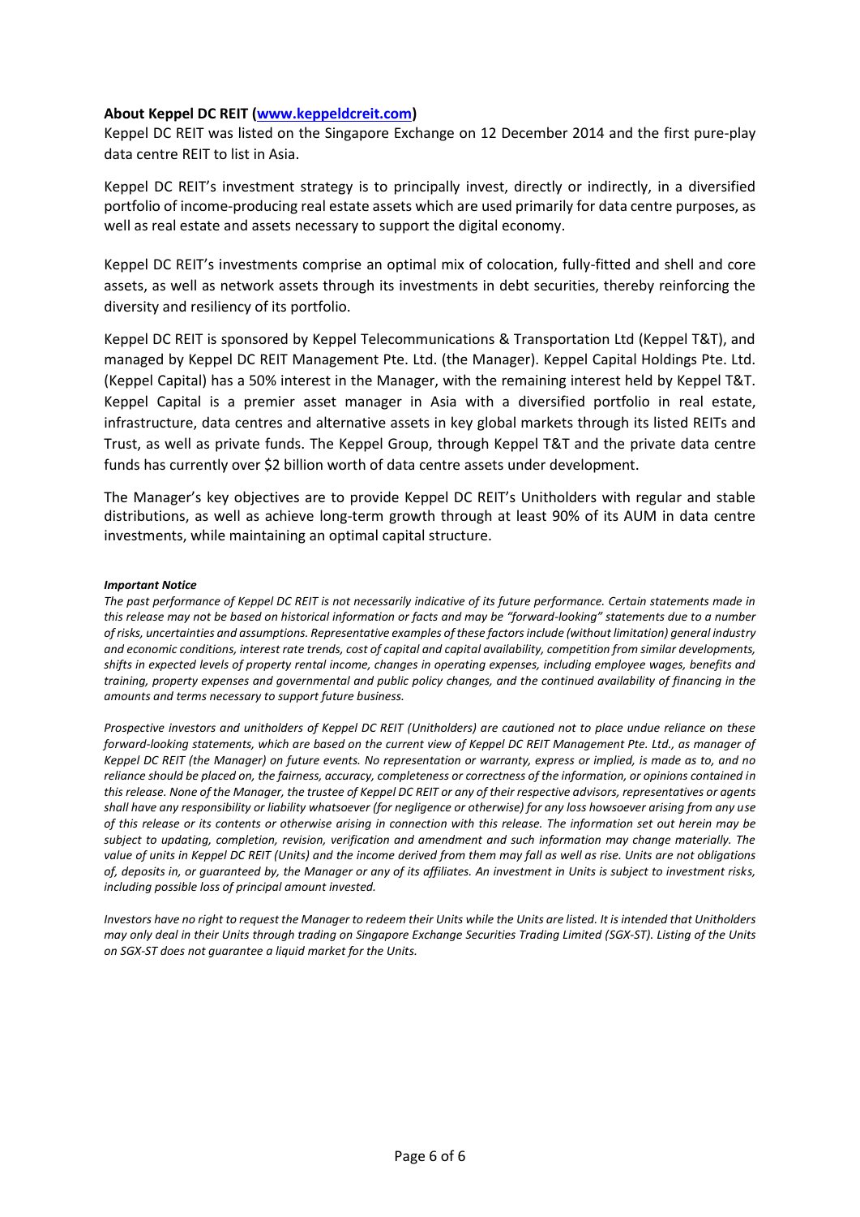**About Keppel DC REIT ([www.keppeldcreit.com](www.keppeldcreit.com))**

Keppel DC REIT was listed on the Singapore Exchange on 12 December 2014 and the first pure-play data centre REIT to list in Asia.

Keppel DC REIT's investment strategy is to principally invest, directly or indirectly, in a diversified portfolio of income-producing real estate assets which are used primarily for data centre purposes, as well as real estate and assets necessary to support the digital economy.

Keppel DC REIT's investments comprise an optimal mix of colocation, fully-fitted and shell and core assets, as well as network assets through its investments in debt securities, thereby reinforcing the diversity and resiliency of its portfolio.

Keppel DC REIT is sponsored by Keppel Telecommunications & Transportation Ltd (Keppel T&T), and managed by Keppel DC REIT Management Pte. Ltd. (the Manager). Keppel Capital Holdings Pte. Ltd. (Keppel Capital) has a 50% interest in the Manager, with the remaining interest held by Keppel T&T. Keppel Capital is a premier asset manager in Asia with a diversified portfolio in real estate, infrastructure, data centres and alternative assets in key global markets through its listed REITs and Trust, as well as private funds. The Keppel Group, through Keppel T&T and the private data centre funds has currently over $2 billion worth of data centre assets under development.

The Manager's key objectives are to provide Keppel DC REIT's Unitholders with regular and stable distributions, as well as achieve long-term growth through at least 90% of its AUM in data centre investments, while maintaining an optimal capital structure.

***Important Notice***

*The past performance of Keppel DC REIT is not necessarily indicative of its future performance. Certain statements made in this release may not be based on historical information or facts and may be "forward-looking" statements due to a number of risks, uncertainties and assumptions. Representative examples of these factors include (without limitation) general industry and economic conditions, interest rate trends, cost of capital and capital availability, competition from similar developments, shifts in expected levels of property rental income, changes in operating expenses, including employee wages, benefits and training, property expenses and governmental and public policy changes, and the continued availability of financing in the amounts and terms necessary to support future business.*

*Prospective investors and unitholders of Keppel DC REIT (Unitholders) are cautioned not to place undue reliance on these forward-looking statements, which are based on the current view of Keppel DC REIT Management Pte. Ltd., as manager of Keppel DC REIT (the Manager) on future events. No representation or warranty, express or implied, is made as to, and no reliance should be placed on, the fairness, accuracy, completeness or correctness of the information, or opinions contained in this release. None of the Manager, the trustee of Keppel DC REIT or any of their respective advisors, representatives or agents shall have any responsibility or liability whatsoever (for negligence or otherwise) for any loss howsoever arising from any use of this release or its contents or otherwise arising in connection with this release. The information set out herein may be subject to updating, completion, revision, verification and amendment and such information may change materially. The value of units in Keppel DC REIT (Units) and the income derived from them may fall as well as rise. Units are not obligations of, deposits in, or guaranteed by, the Manager or any of its affiliates. An investment in Units is subject to investment risks, including possible loss of principal amount invested.*

*Investors have no right to request the Manager to redeem their Units while the Units are listed. It is intended that Unitholders may only deal in their Units through trading on Singapore Exchange Securities Trading Limited (SGX-ST). Listing of the Units on SGX-ST does not guarantee a liquid market for the Units.*